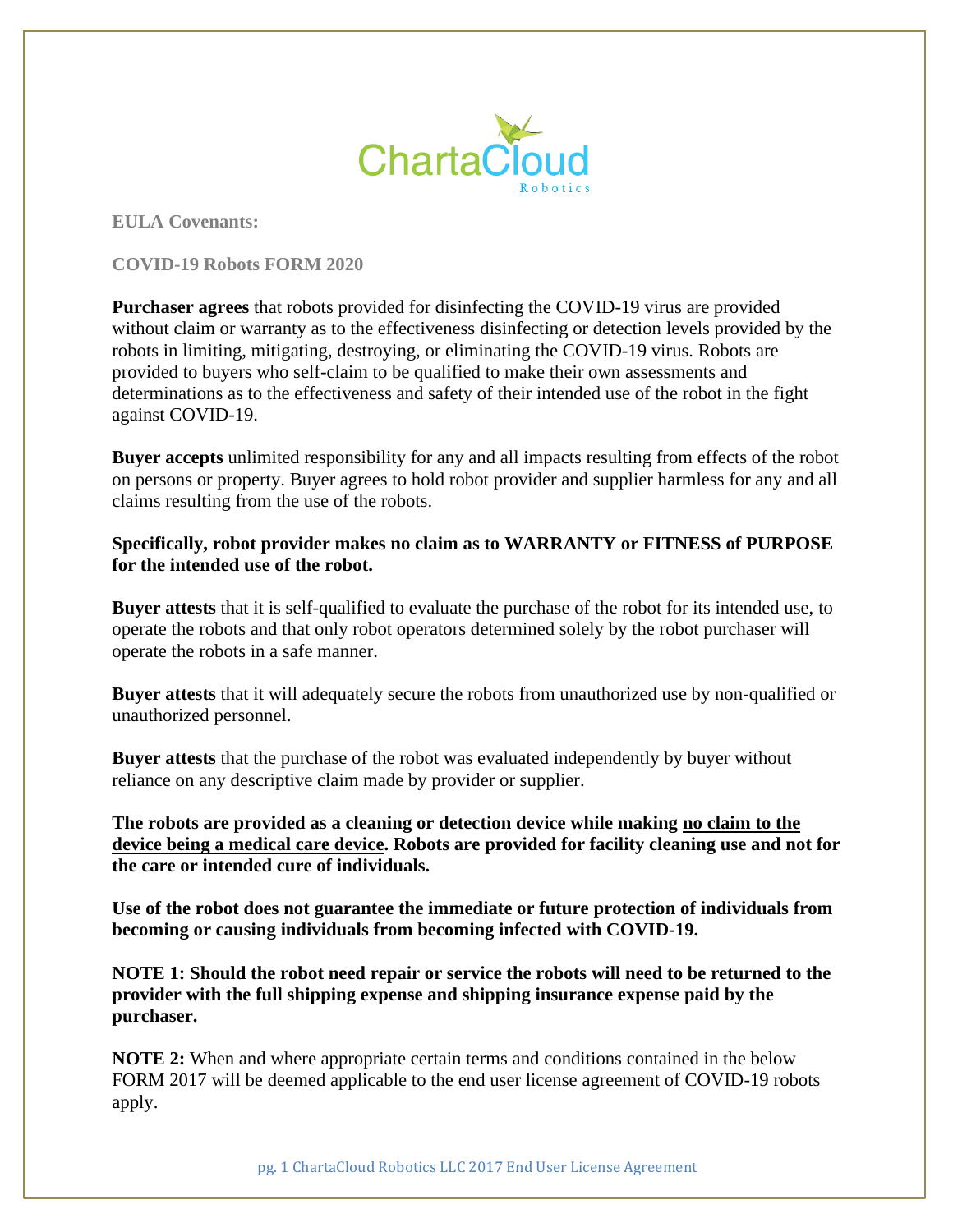ChartaCloud Robotics

**EULA Covenants:**

**COVID-19 Robots FORM 2020**

**Purchaser agrees** that robots provided for disinfecting the COVID-19 virus are provided without claim or warranty as to the effectiveness disinfecting or detection levels provided by the robots in limiting, mitigating, destroying, or eliminating the COVID-19 virus. Robots are provided to buyers who self-claim to be qualified to make their own assessments and determinations as to the effectiveness and safety of their intended use of the robot in the fight against COVID-19.

**Buyer accepts** unlimited responsibility for any and all impacts resulting from effects of the robot on persons or property. Buyer agrees to hold robot provider and supplier harmless for any and all claims resulting from the use of the robots.

**Specifically, robot provider makes no claim as to WARRANTY or FITNESS of PURPOSE for the intended use of the robot.**

**Buyer attests** that it is self-qualified to evaluate the purchase of the robot for its intended use, to operate the robots and that only robot operators determined solely by the robot purchaser will operate the robots in a safe manner.

**Buyer attests** that it will adequately secure the robots from unauthorized use by non-qualified or unauthorized personnel.

**Buyer attests** that the purchase of the robot was evaluated independently by buyer without reliance on any descriptive claim made by provider or supplier.

**The robots are provided as a cleaning or detection device while making <u>no claim to the device being a medical care device</u>. Robots are provided for facility cleaning use and not for the care or intended cure of individuals.**

**Use of the robot does not guarantee the immediate or future protection of individuals from becoming or causing individuals from becoming infected with COVID-19.**

**NOTE 1: Should the robot need repair or service the robots will need to be returned to the provider with the full shipping expense and shipping insurance expense paid by the purchaser.**

**NOTE 2:** When and where appropriate certain terms and conditions contained in the below FORM 2017 will be deemed applicable to the end user license agreement of COVID-19 robots apply.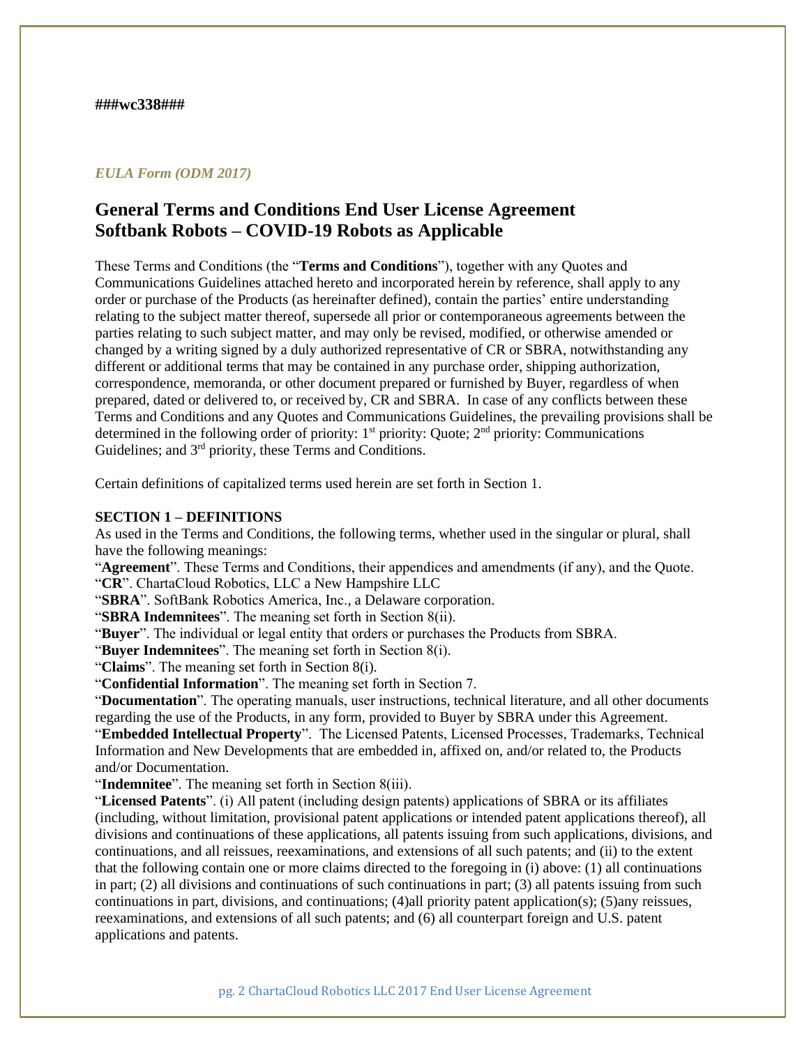**###wc338###**

*EULA Form (ODM 2017)*

## General Terms and Conditions End User License Agreement
## Softbank Robots – COVID-19 Robots as Applicable

These Terms and Conditions (the "**Terms and Conditions**"), together with any Quotes and Communications Guidelines attached hereto and incorporated herein by reference, shall apply to any order or purchase of the Products (as hereinafter defined), contain the parties' entire understanding relating to the subject matter thereof, supersede all prior or contemporaneous agreements between the parties relating to such subject matter, and may only be revised, modified, or otherwise amended or changed by a writing signed by a duly authorized representative of CR or SBRA, notwithstanding any different or additional terms that may be contained in any purchase order, shipping authorization, correspondence, memoranda, or other document prepared or furnished by Buyer, regardless of when prepared, dated or delivered to, or received by, CR and SBRA. In case of any conflicts between these Terms and Conditions and any Quotes and Communications Guidelines, the prevailing provisions shall be determined in the following order of priority: 1st priority: Quote; 2nd priority: Communications Guidelines; and 3rd priority, these Terms and Conditions.

Certain definitions of capitalized terms used herein are set forth in Section 1.

**SECTION 1 – DEFINITIONS**

As used in the Terms and Conditions, the following terms, whether used in the singular or plural, shall have the following meanings:

"**Agreement**". These Terms and Conditions, their appendices and amendments (if any), and the Quote.

"**CR**". ChartaCloud Robotics, LLC a New Hampshire LLC

"**SBRA**". SoftBank Robotics America, Inc., a Delaware corporation.

"**SBRA Indemnitees**". The meaning set forth in Section 8(ii).

"**Buyer**". The individual or legal entity that orders or purchases the Products from SBRA.

"**Buyer Indemnitees**". The meaning set forth in Section 8(i).

"**Claims**". The meaning set forth in Section 8(i).

"**Confidential Information**". The meaning set forth in Section 7.

"**Documentation**". The operating manuals, user instructions, technical literature, and all other documents regarding the use of the Products, in any form, provided to Buyer by SBRA under this Agreement.

"**Embedded Intellectual Property**". The Licensed Patents, Licensed Processes, Trademarks, Technical Information and New Developments that are embedded in, affixed on, and/or related to, the Products and/or Documentation.

"**Indemnitee**". The meaning set forth in Section 8(iii).

"**Licensed Patents**". (i) All patent (including design patents) applications of SBRA or its affiliates (including, without limitation, provisional patent applications or intended patent applications thereof), all divisions and continuations of these applications, all patents issuing from such applications, divisions, and continuations, and all reissues, reexaminations, and extensions of all such patents; and (ii) to the extent that the following contain one or more claims directed to the foregoing in (i) above: (1) all continuations in part; (2) all divisions and continuations of such continuations in part; (3) all patents issuing from such continuations in part, divisions, and continuations; (4)all priority patent application(s); (5)any reissues, reexaminations, and extensions of all such patents; and (6) all counterpart foreign and U.S. patent applications and patents.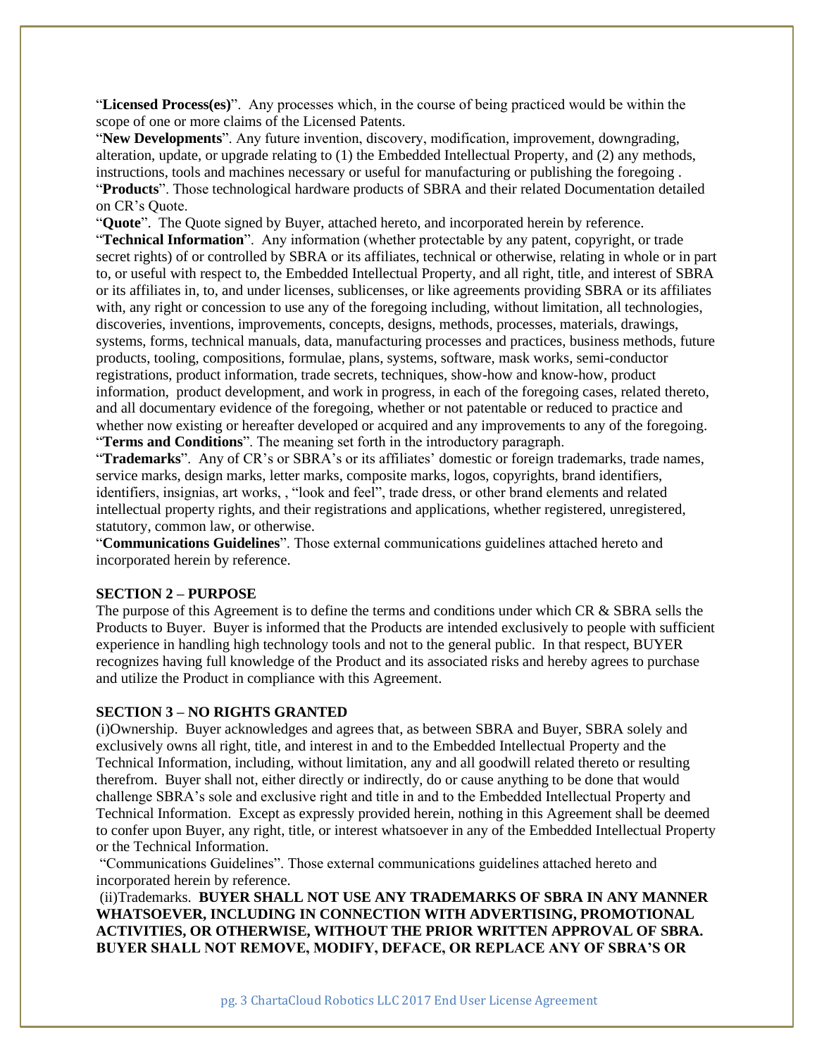"**Licensed Process(es)**". Any processes which, in the course of being practiced would be within the scope of one or more claims of the Licensed Patents.

"**New Developments**". Any future invention, discovery, modification, improvement, downgrading, alteration, update, or upgrade relating to (1) the Embedded Intellectual Property, and (2) any methods, instructions, tools and machines necessary or useful for manufacturing or publishing the foregoing .

"**Products**". Those technological hardware products of SBRA and their related Documentation detailed on CR's Quote.

"**Quote**". The Quote signed by Buyer, attached hereto, and incorporated herein by reference.

"**Technical Information**". Any information (whether protectable by any patent, copyright, or trade secret rights) of or controlled by SBRA or its affiliates, technical or otherwise, relating in whole or in part to, or useful with respect to, the Embedded Intellectual Property, and all right, title, and interest of SBRA or its affiliates in, to, and under licenses, sublicenses, or like agreements providing SBRA or its affiliates with, any right or concession to use any of the foregoing including, without limitation, all technologies, discoveries, inventions, improvements, concepts, designs, methods, processes, materials, drawings, systems, forms, technical manuals, data, manufacturing processes and practices, business methods, future products, tooling, compositions, formulae, plans, systems, software, mask works, semi-conductor registrations, product information, trade secrets, techniques, show-how and know-how, product information, product development, and work in progress, in each of the foregoing cases, related thereto, and all documentary evidence of the foregoing, whether or not patentable or reduced to practice and whether now existing or hereafter developed or acquired and any improvements to any of the foregoing.

"**Terms and Conditions**". The meaning set forth in the introductory paragraph.

"**Trademarks**". Any of CR's or SBRA's or its affiliates' domestic or foreign trademarks, trade names, service marks, design marks, letter marks, composite marks, logos, copyrights, brand identifiers, identifiers, insignias, art works, , "look and feel", trade dress, or other brand elements and related intellectual property rights, and their registrations and applications, whether registered, unregistered, statutory, common law, or otherwise.

"**Communications Guidelines**". Those external communications guidelines attached hereto and incorporated herein by reference.

**SECTION 2 – PURPOSE**

The purpose of this Agreement is to define the terms and conditions under which CR & SBRA sells the Products to Buyer. Buyer is informed that the Products are intended exclusively to people with sufficient experience in handling high technology tools and not to the general public. In that respect, BUYER recognizes having full knowledge of the Product and its associated risks and hereby agrees to purchase and utilize the Product in compliance with this Agreement.

**SECTION 3 – NO RIGHTS GRANTED**

(i)Ownership. Buyer acknowledges and agrees that, as between SBRA and Buyer, SBRA solely and exclusively owns all right, title, and interest in and to the Embedded Intellectual Property and the Technical Information, including, without limitation, any and all goodwill related thereto or resulting therefrom. Buyer shall not, either directly or indirectly, do or cause anything to be done that would challenge SBRA's sole and exclusive right and title in and to the Embedded Intellectual Property and Technical Information. Except as expressly provided herein, nothing in this Agreement shall be deemed to confer upon Buyer, any right, title, or interest whatsoever in any of the Embedded Intellectual Property or the Technical Information.

"Communications Guidelines". Those external communications guidelines attached hereto and incorporated herein by reference.

(ii)Trademarks. **BUYER SHALL NOT USE ANY TRADEMARKS OF SBRA IN ANY MANNER WHATSOEVER, INCLUDING IN CONNECTION WITH ADVERTISING, PROMOTIONAL ACTIVITIES, OR OTHERWISE, WITHOUT THE PRIOR WRITTEN APPROVAL OF SBRA. BUYER SHALL NOT REMOVE, MODIFY, DEFACE, OR REPLACE ANY OF SBRA'S OR**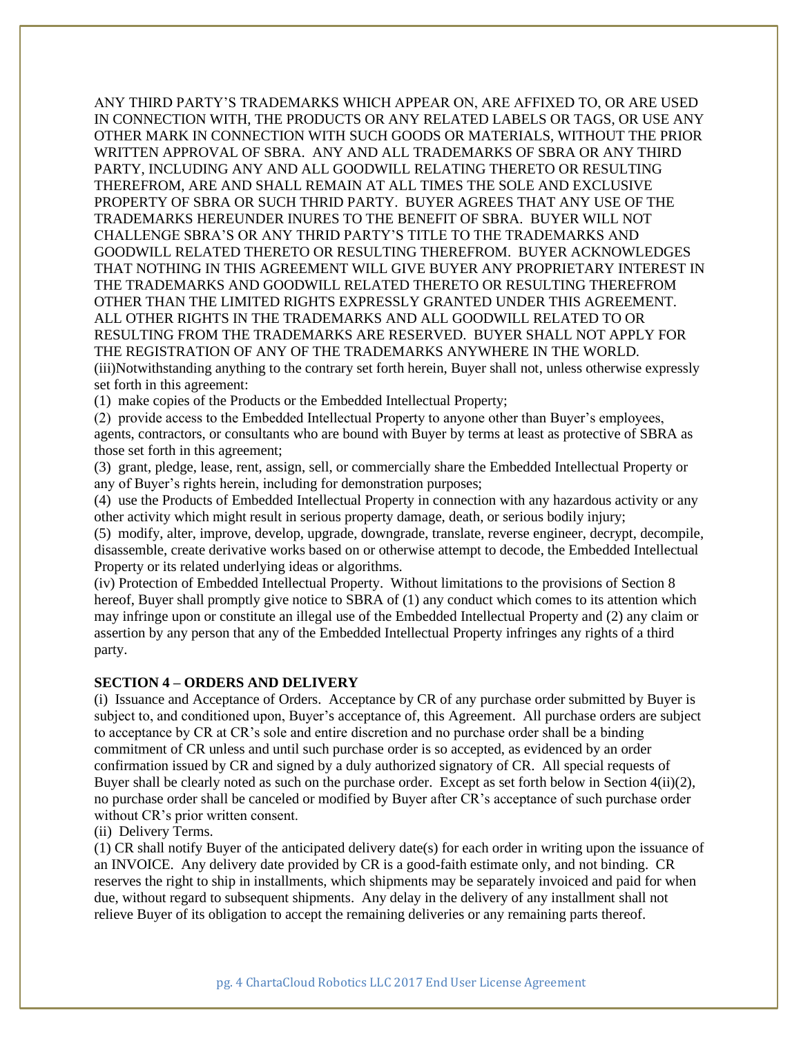ANY THIRD PARTY'S TRADEMARKS WHICH APPEAR ON, ARE AFFIXED TO, OR ARE USED IN CONNECTION WITH, THE PRODUCTS OR ANY RELATED LABELS OR TAGS, OR USE ANY OTHER MARK IN CONNECTION WITH SUCH GOODS OR MATERIALS, WITHOUT THE PRIOR WRITTEN APPROVAL OF SBRA. ANY AND ALL TRADEMARKS OF SBRA OR ANY THIRD PARTY, INCLUDING ANY AND ALL GOODWILL RELATING THERETO OR RESULTING THEREFROM, ARE AND SHALL REMAIN AT ALL TIMES THE SOLE AND EXCLUSIVE PROPERTY OF SBRA OR SUCH THRID PARTY. BUYER AGREES THAT ANY USE OF THE TRADEMARKS HEREUNDER INURES TO THE BENEFIT OF SBRA. BUYER WILL NOT CHALLENGE SBRA'S OR ANY THRID PARTY'S TITLE TO THE TRADEMARKS AND GOODWILL RELATED THERETO OR RESULTING THEREFROM. BUYER ACKNOWLEDGES THAT NOTHING IN THIS AGREEMENT WILL GIVE BUYER ANY PROPRIETARY INTEREST IN THE TRADEMARKS AND GOODWILL RELATED THERETO OR RESULTING THEREFROM OTHER THAN THE LIMITED RIGHTS EXPRESSLY GRANTED UNDER THIS AGREEMENT. ALL OTHER RIGHTS IN THE TRADEMARKS AND ALL GOODWILL RELATED TO OR RESULTING FROM THE TRADEMARKS ARE RESERVED. BUYER SHALL NOT APPLY FOR THE REGISTRATION OF ANY OF THE TRADEMARKS ANYWHERE IN THE WORLD.

(iii)Notwithstanding anything to the contrary set forth herein, Buyer shall not, unless otherwise expressly set forth in this agreement:

(1) make copies of the Products or the Embedded Intellectual Property;

(2) provide access to the Embedded Intellectual Property to anyone other than Buyer's employees, agents, contractors, or consultants who are bound with Buyer by terms at least as protective of SBRA as those set forth in this agreement;

(3) grant, pledge, lease, rent, assign, sell, or commercially share the Embedded Intellectual Property or any of Buyer's rights herein, including for demonstration purposes;

(4) use the Products of Embedded Intellectual Property in connection with any hazardous activity or any other activity which might result in serious property damage, death, or serious bodily injury;

(5) modify, alter, improve, develop, upgrade, downgrade, translate, reverse engineer, decrypt, decompile, disassemble, create derivative works based on or otherwise attempt to decode, the Embedded Intellectual Property or its related underlying ideas or algorithms.

(iv) Protection of Embedded Intellectual Property. Without limitations to the provisions of Section 8 hereof, Buyer shall promptly give notice to SBRA of (1) any conduct which comes to its attention which may infringe upon or constitute an illegal use of the Embedded Intellectual Property and (2) any claim or assertion by any person that any of the Embedded Intellectual Property infringes any rights of a third party.

**SECTION 4 – ORDERS AND DELIVERY**

(i) Issuance and Acceptance of Orders. Acceptance by CR of any purchase order submitted by Buyer is subject to, and conditioned upon, Buyer's acceptance of, this Agreement. All purchase orders are subject to acceptance by CR at CR's sole and entire discretion and no purchase order shall be a binding commitment of CR unless and until such purchase order is so accepted, as evidenced by an order confirmation issued by CR and signed by a duly authorized signatory of CR. All special requests of Buyer shall be clearly noted as such on the purchase order. Except as set forth below in Section 4(ii)(2), no purchase order shall be canceled or modified by Buyer after CR's acceptance of such purchase order without CR's prior written consent.

(ii) Delivery Terms.

(1) CR shall notify Buyer of the anticipated delivery date(s) for each order in writing upon the issuance of an INVOICE. Any delivery date provided by CR is a good-faith estimate only, and not binding. CR reserves the right to ship in installments, which shipments may be separately invoiced and paid for when due, without regard to subsequent shipments. Any delay in the delivery of any installment shall not relieve Buyer of its obligation to accept the remaining deliveries or any remaining parts thereof.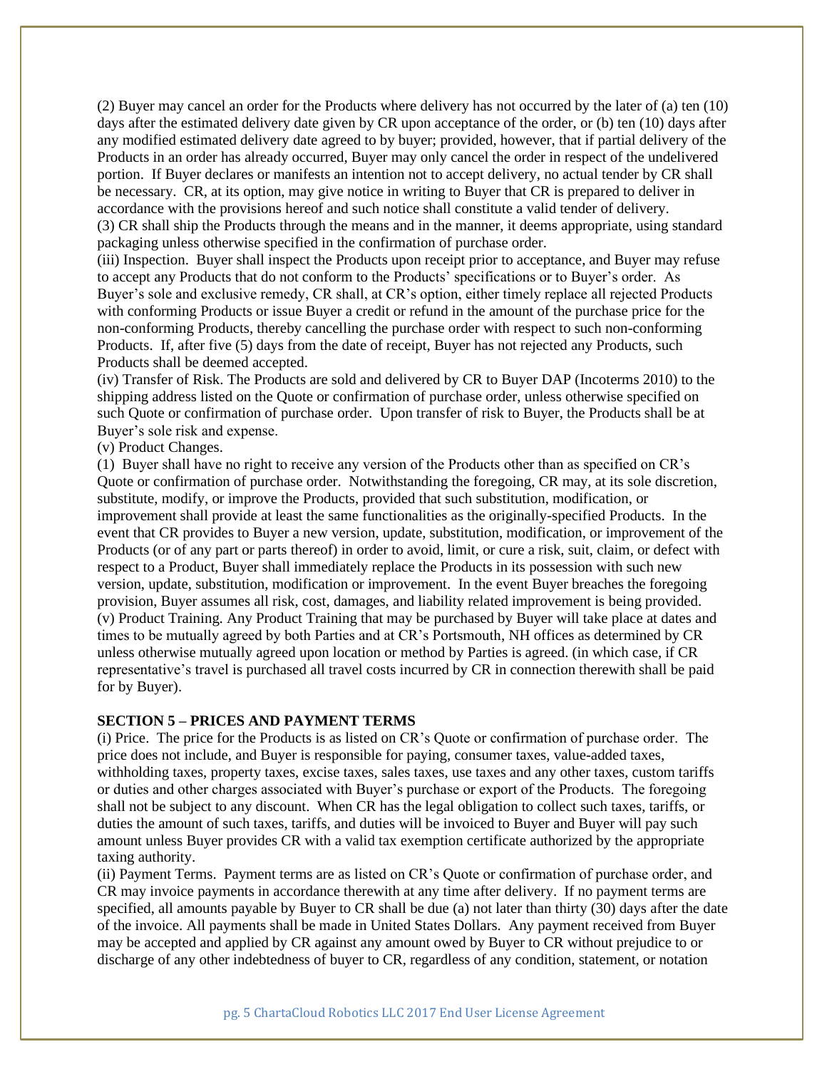(2) Buyer may cancel an order for the Products where delivery has not occurred by the later of (a) ten (10) days after the estimated delivery date given by CR upon acceptance of the order, or (b) ten (10) days after any modified estimated delivery date agreed to by buyer; provided, however, that if partial delivery of the Products in an order has already occurred, Buyer may only cancel the order in respect of the undelivered portion. If Buyer declares or manifests an intention not to accept delivery, no actual tender by CR shall be necessary. CR, at its option, may give notice in writing to Buyer that CR is prepared to deliver in accordance with the provisions hereof and such notice shall constitute a valid tender of delivery.
(3) CR shall ship the Products through the means and in the manner, it deems appropriate, using standard packaging unless otherwise specified in the confirmation of purchase order.
(iii) Inspection. Buyer shall inspect the Products upon receipt prior to acceptance, and Buyer may refuse to accept any Products that do not conform to the Products' specifications or to Buyer's order. As Buyer's sole and exclusive remedy, CR shall, at CR's option, either timely replace all rejected Products with conforming Products or issue Buyer a credit or refund in the amount of the purchase price for the non-conforming Products, thereby cancelling the purchase order with respect to such non-conforming Products. If, after five (5) days from the date of receipt, Buyer has not rejected any Products, such Products shall be deemed accepted.
(iv) Transfer of Risk. The Products are sold and delivered by CR to Buyer DAP (Incoterms 2010) to the shipping address listed on the Quote or confirmation of purchase order, unless otherwise specified on such Quote or confirmation of purchase order. Upon transfer of risk to Buyer, the Products shall be at Buyer's sole risk and expense.
(v) Product Changes.
(1) Buyer shall have no right to receive any version of the Products other than as specified on CR's Quote or confirmation of purchase order. Notwithstanding the foregoing, CR may, at its sole discretion, substitute, modify, or improve the Products, provided that such substitution, modification, or improvement shall provide at least the same functionalities as the originally-specified Products. In the event that CR provides to Buyer a new version, update, substitution, modification, or improvement of the Products (or of any part or parts thereof) in order to avoid, limit, or cure a risk, suit, claim, or defect with respect to a Product, Buyer shall immediately replace the Products in its possession with such new version, update, substitution, modification or improvement. In the event Buyer breaches the foregoing provision, Buyer assumes all risk, cost, damages, and liability related improvement is being provided.
(v) Product Training. Any Product Training that may be purchased by Buyer will take place at dates and times to be mutually agreed by both Parties and at CR's Portsmouth, NH offices as determined by CR unless otherwise mutually agreed upon location or method by Parties is agreed. (in which case, if CR representative's travel is purchased all travel costs incurred by CR in connection therewith shall be paid for by Buyer).

**SECTION 5 – PRICES AND PAYMENT TERMS**

(i) Price. The price for the Products is as listed on CR's Quote or confirmation of purchase order. The price does not include, and Buyer is responsible for paying, consumer taxes, value-added taxes, withholding taxes, property taxes, excise taxes, sales taxes, use taxes and any other taxes, custom tariffs or duties and other charges associated with Buyer's purchase or export of the Products. The foregoing shall not be subject to any discount. When CR has the legal obligation to collect such taxes, tariffs, or duties the amount of such taxes, tariffs, and duties will be invoiced to Buyer and Buyer will pay such amount unless Buyer provides CR with a valid tax exemption certificate authorized by the appropriate taxing authority.
(ii) Payment Terms. Payment terms are as listed on CR's Quote or confirmation of purchase order, and CR may invoice payments in accordance therewith at any time after delivery. If no payment terms are specified, all amounts payable by Buyer to CR shall be due (a) not later than thirty (30) days after the date of the invoice. All payments shall be made in United States Dollars. Any payment received from Buyer may be accepted and applied by CR against any amount owed by Buyer to CR without prejudice to or discharge of any other indebtedness of buyer to CR, regardless of any condition, statement, or notation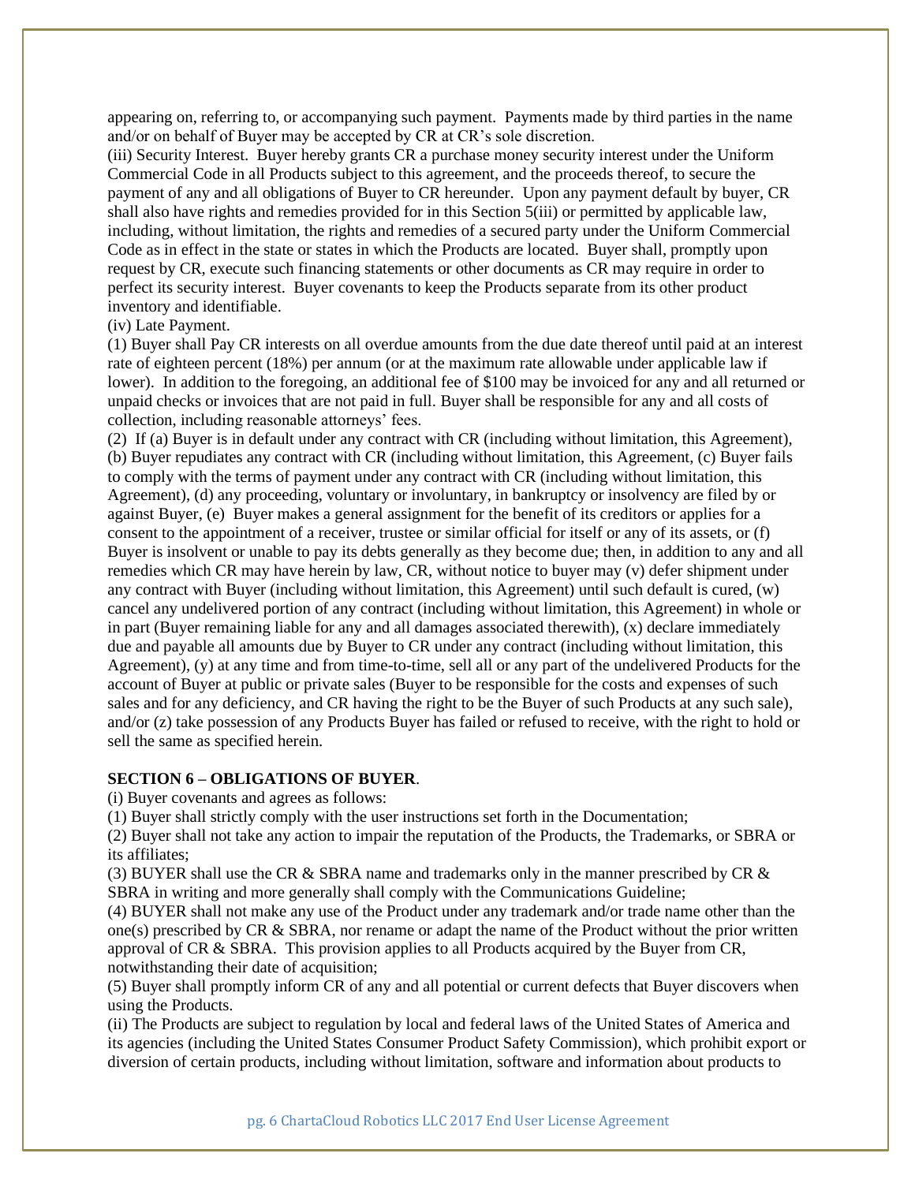appearing on, referring to, or accompanying such payment. Payments made by third parties in the name and/or on behalf of Buyer may be accepted by CR at CR's sole discretion.

(iii) Security Interest. Buyer hereby grants CR a purchase money security interest under the Uniform Commercial Code in all Products subject to this agreement, and the proceeds thereof, to secure the payment of any and all obligations of Buyer to CR hereunder. Upon any payment default by buyer, CR shall also have rights and remedies provided for in this Section 5(iii) or permitted by applicable law, including, without limitation, the rights and remedies of a secured party under the Uniform Commercial Code as in effect in the state or states in which the Products are located. Buyer shall, promptly upon request by CR, execute such financing statements or other documents as CR may require in order to perfect its security interest. Buyer covenants to keep the Products separate from its other product inventory and identifiable.

(iv) Late Payment.

(1) Buyer shall Pay CR interests on all overdue amounts from the due date thereof until paid at an interest rate of eighteen percent (18%) per annum (or at the maximum rate allowable under applicable law if lower). In addition to the foregoing, an additional fee of $100 may be invoiced for any and all returned or unpaid checks or invoices that are not paid in full. Buyer shall be responsible for any and all costs of collection, including reasonable attorneys' fees.

(2) If (a) Buyer is in default under any contract with CR (including without limitation, this Agreement), (b) Buyer repudiates any contract with CR (including without limitation, this Agreement, (c) Buyer fails to comply with the terms of payment under any contract with CR (including without limitation, this Agreement), (d) any proceeding, voluntary or involuntary, in bankruptcy or insolvency are filed by or against Buyer, (e) Buyer makes a general assignment for the benefit of its creditors or applies for a consent to the appointment of a receiver, trustee or similar official for itself or any of its assets, or (f) Buyer is insolvent or unable to pay its debts generally as they become due; then, in addition to any and all remedies which CR may have herein by law, CR, without notice to buyer may (v) defer shipment under any contract with Buyer (including without limitation, this Agreement) until such default is cured, (w) cancel any undelivered portion of any contract (including without limitation, this Agreement) in whole or in part (Buyer remaining liable for any and all damages associated therewith), (x) declare immediately due and payable all amounts due by Buyer to CR under any contract (including without limitation, this Agreement), (y) at any time and from time-to-time, sell all or any part of the undelivered Products for the account of Buyer at public or private sales (Buyer to be responsible for the costs and expenses of such sales and for any deficiency, and CR having the right to be the Buyer of such Products at any such sale), and/or (z) take possession of any Products Buyer has failed or refused to receive, with the right to hold or sell the same as specified herein.

**SECTION 6 – OBLIGATIONS OF BUYER**.

(i) Buyer covenants and agrees as follows:

(1) Buyer shall strictly comply with the user instructions set forth in the Documentation;

(2) Buyer shall not take any action to impair the reputation of the Products, the Trademarks, or SBRA or its affiliates;

(3) BUYER shall use the CR & SBRA name and trademarks only in the manner prescribed by CR & SBRA in writing and more generally shall comply with the Communications Guideline;

(4) BUYER shall not make any use of the Product under any trademark and/or trade name other than the one(s) prescribed by CR & SBRA, nor rename or adapt the name of the Product without the prior written approval of CR & SBRA. This provision applies to all Products acquired by the Buyer from CR, notwithstanding their date of acquisition;

(5) Buyer shall promptly inform CR of any and all potential or current defects that Buyer discovers when using the Products.

(ii) The Products are subject to regulation by local and federal laws of the United States of America and its agencies (including the United States Consumer Product Safety Commission), which prohibit export or diversion of certain products, including without limitation, software and information about products to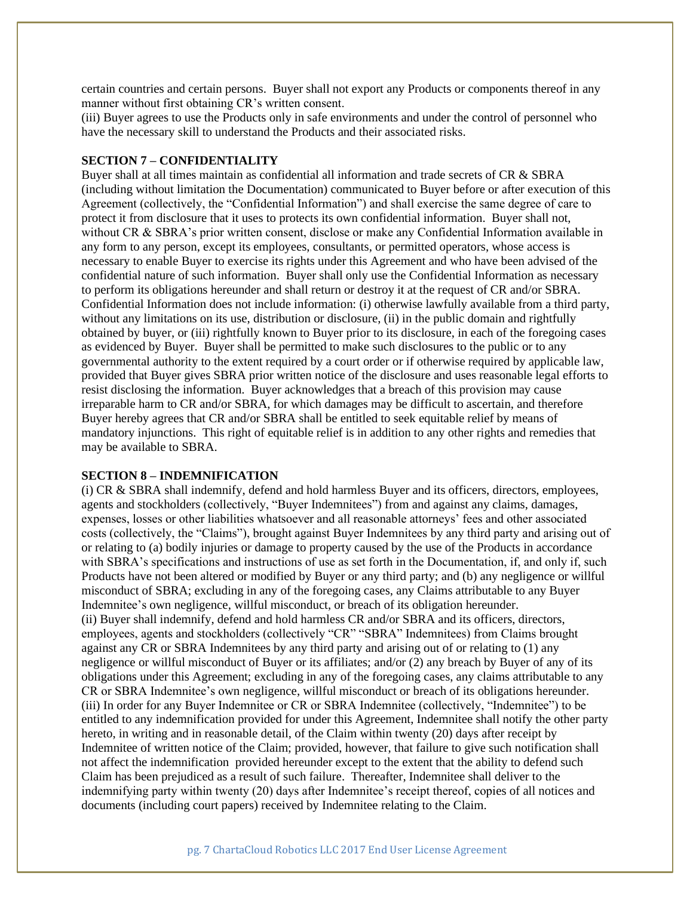certain countries and certain persons. Buyer shall not export any Products or components thereof in any manner without first obtaining CR's written consent.

(iii) Buyer agrees to use the Products only in safe environments and under the control of personnel who have the necessary skill to understand the Products and their associated risks.

**SECTION 7 – CONFIDENTIALITY**

Buyer shall at all times maintain as confidential all information and trade secrets of CR & SBRA (including without limitation the Documentation) communicated to Buyer before or after execution of this Agreement (collectively, the "Confidential Information") and shall exercise the same degree of care to protect it from disclosure that it uses to protects its own confidential information. Buyer shall not, without CR & SBRA's prior written consent, disclose or make any Confidential Information available in any form to any person, except its employees, consultants, or permitted operators, whose access is necessary to enable Buyer to exercise its rights under this Agreement and who have been advised of the confidential nature of such information. Buyer shall only use the Confidential Information as necessary to perform its obligations hereunder and shall return or destroy it at the request of CR and/or SBRA. Confidential Information does not include information: (i) otherwise lawfully available from a third party, without any limitations on its use, distribution or disclosure, (ii) in the public domain and rightfully obtained by buyer, or (iii) rightfully known to Buyer prior to its disclosure, in each of the foregoing cases as evidenced by Buyer. Buyer shall be permitted to make such disclosures to the public or to any governmental authority to the extent required by a court order or if otherwise required by applicable law, provided that Buyer gives SBRA prior written notice of the disclosure and uses reasonable legal efforts to resist disclosing the information. Buyer acknowledges that a breach of this provision may cause irreparable harm to CR and/or SBRA, for which damages may be difficult to ascertain, and therefore Buyer hereby agrees that CR and/or SBRA shall be entitled to seek equitable relief by means of mandatory injunctions. This right of equitable relief is in addition to any other rights and remedies that may be available to SBRA.

**SECTION 8 – INDEMNIFICATION**

(i) CR & SBRA shall indemnify, defend and hold harmless Buyer and its officers, directors, employees, agents and stockholders (collectively, "Buyer Indemnitees") from and against any claims, damages, expenses, losses or other liabilities whatsoever and all reasonable attorneys' fees and other associated costs (collectively, the "Claims"), brought against Buyer Indemnitees by any third party and arising out of or relating to (a) bodily injuries or damage to property caused by the use of the Products in accordance with SBRA's specifications and instructions of use as set forth in the Documentation, if, and only if, such Products have not been altered or modified by Buyer or any third party; and (b) any negligence or willful misconduct of SBRA; excluding in any of the foregoing cases, any Claims attributable to any Buyer Indemnitee's own negligence, willful misconduct, or breach of its obligation hereunder.

(ii) Buyer shall indemnify, defend and hold harmless CR and/or SBRA and its officers, directors, employees, agents and stockholders (collectively "CR" "SBRA" Indemnitees) from Claims brought against any CR or SBRA Indemnitees by any third party and arising out of or relating to (1) any negligence or willful misconduct of Buyer or its affiliates; and/or (2) any breach by Buyer of any of its obligations under this Agreement; excluding in any of the foregoing cases, any claims attributable to any CR or SBRA Indemnitee's own negligence, willful misconduct or breach of its obligations hereunder.

(iii) In order for any Buyer Indemnitee or CR or SBRA Indemnitee (collectively, "Indemnitee") to be entitled to any indemnification provided for under this Agreement, Indemnitee shall notify the other party hereto, in writing and in reasonable detail, of the Claim within twenty (20) days after receipt by Indemnitee of written notice of the Claim; provided, however, that failure to give such notification shall not affect the indemnification provided hereunder except to the extent that the ability to defend such Claim has been prejudiced as a result of such failure. Thereafter, Indemnitee shall deliver to the indemnifying party within twenty (20) days after Indemnitee's receipt thereof, copies of all notices and documents (including court papers) received by Indemnitee relating to the Claim.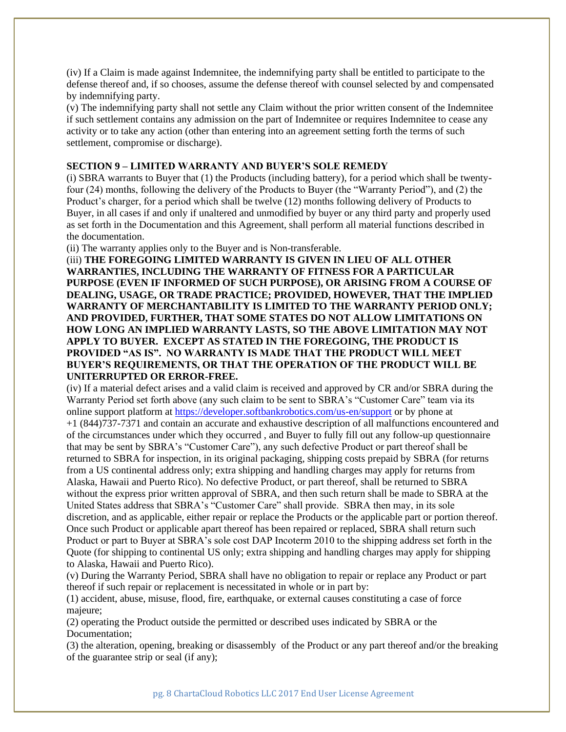(iv) If a Claim is made against Indemnitee, the indemnifying party shall be entitled to participate to the defense thereof and, if so chooses, assume the defense thereof with counsel selected by and compensated by indemnifying party.

(v) The indemnifying party shall not settle any Claim without the prior written consent of the Indemnitee if such settlement contains any admission on the part of Indemnitee or requires Indemnitee to cease any activity or to take any action (other than entering into an agreement setting forth the terms of such settlement, compromise or discharge).

**SECTION 9 – LIMITED WARRANTY AND BUYER'S SOLE REMEDY**

(i) SBRA warrants to Buyer that (1) the Products (including battery), for a period which shall be twenty-four (24) months, following the delivery of the Products to Buyer (the "Warranty Period"), and (2) the Product's charger, for a period which shall be twelve (12) months following delivery of Products to Buyer, in all cases if and only if unaltered and unmodified by buyer or any third party and properly used as set forth in the Documentation and this Agreement, shall perform all material functions described in the documentation.

(ii) The warranty applies only to the Buyer and is Non-transferable.

(iii) **THE FOREGOING LIMITED WARRANTY IS GIVEN IN LIEU OF ALL OTHER WARRANTIES, INCLUDING THE WARRANTY OF FITNESS FOR A PARTICULAR PURPOSE (EVEN IF INFORMED OF SUCH PURPOSE), OR ARISING FROM A COURSE OF DEALING, USAGE, OR TRADE PRACTICE; PROVIDED, HOWEVER, THAT THE IMPLIED WARRANTY OF MERCHANTABILITY IS LIMITED TO THE WARRANTY PERIOD ONLY; AND PROVIDED, FURTHER, THAT SOME STATES DO NOT ALLOW LIMITATIONS ON HOW LONG AN IMPLIED WARRANTY LASTS, SO THE ABOVE LIMITATION MAY NOT APPLY TO BUYER. EXCEPT AS STATED IN THE FOREGOING, THE PRODUCT IS PROVIDED "AS IS". NO WARRANTY IS MADE THAT THE PRODUCT WILL MEET BUYER'S REQUIREMENTS, OR THAT THE OPERATION OF THE PRODUCT WILL BE UNITERRUPTED OR ERROR-FREE.**

(iv) If a material defect arises and a valid claim is received and approved by CR and/or SBRA during the Warranty Period set forth above (any such claim to be sent to SBRA's "Customer Care" team via its online support platform at https://developer.softbankrobotics.com/us-en/support or by phone at +1 (844)737-7371 and contain an accurate and exhaustive description of all malfunctions encountered and of the circumstances under which they occurred , and Buyer to fully fill out any follow-up questionnaire that may be sent by SBRA's "Customer Care"), any such defective Product or part thereof shall be returned to SBRA for inspection, in its original packaging, shipping costs prepaid by SBRA (for returns from a US continental address only; extra shipping and handling charges may apply for returns from Alaska, Hawaii and Puerto Rico). No defective Product, or part thereof, shall be returned to SBRA without the express prior written approval of SBRA, and then such return shall be made to SBRA at the United States address that SBRA's "Customer Care" shall provide. SBRA then may, in its sole discretion, and as applicable, either repair or replace the Products or the applicable part or portion thereof. Once such Product or applicable apart thereof has been repaired or replaced, SBRA shall return such Product or part to Buyer at SBRA's sole cost DAP Incoterm 2010 to the shipping address set forth in the Quote (for shipping to continental US only; extra shipping and handling charges may apply for shipping to Alaska, Hawaii and Puerto Rico).

(v) During the Warranty Period, SBRA shall have no obligation to repair or replace any Product or part thereof if such repair or replacement is necessitated in whole or in part by:

(1) accident, abuse, misuse, flood, fire, earthquake, or external causes constituting a case of force majeure;

(2) operating the Product outside the permitted or described uses indicated by SBRA or the Documentation;

(3) the alteration, opening, breaking or disassembly of the Product or any part thereof and/or the breaking of the guarantee strip or seal (if any);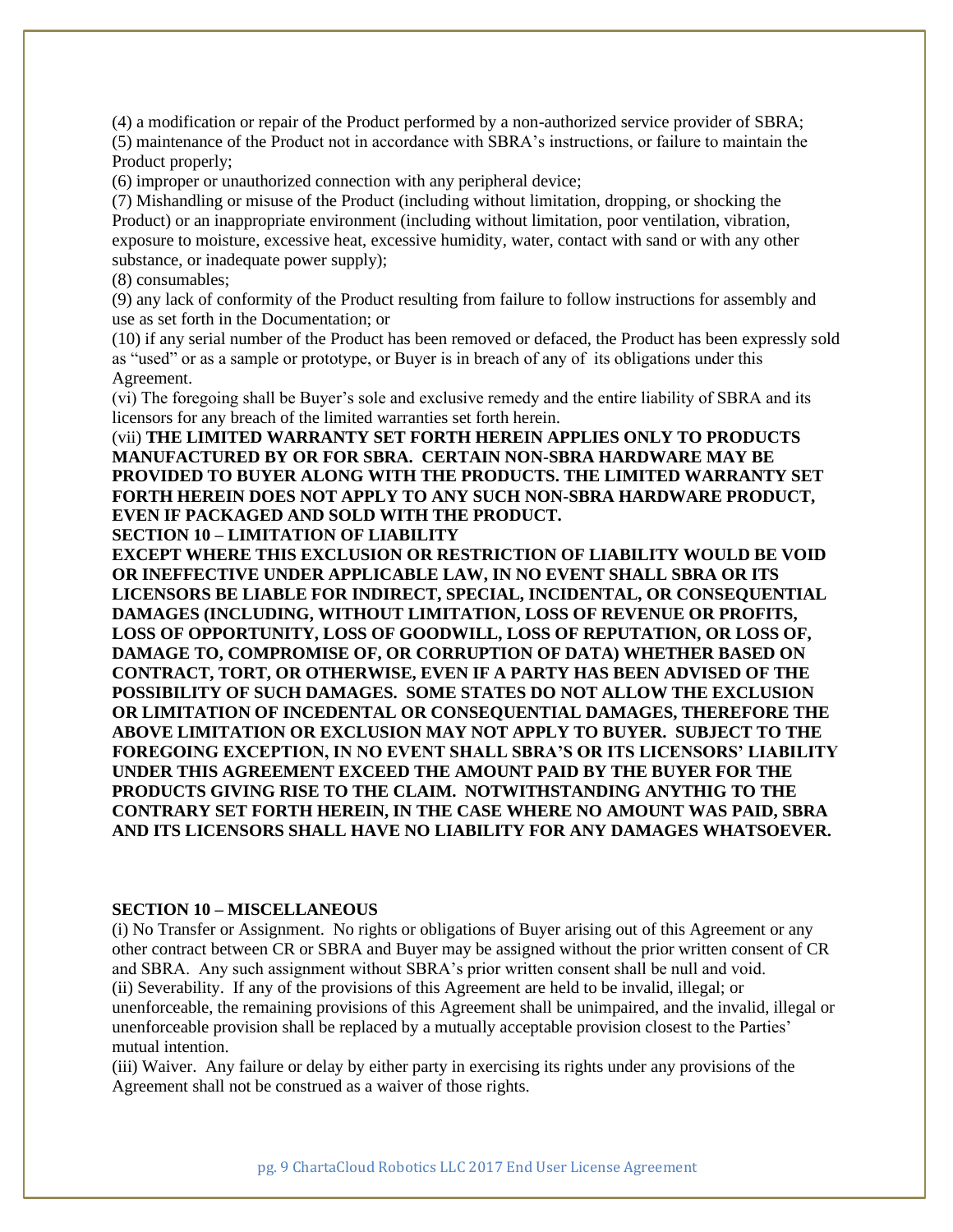(4) a modification or repair of the Product performed by a non-authorized service provider of SBRA;
(5) maintenance of the Product not in accordance with SBRA's instructions, or failure to maintain the Product properly;
(6) improper or unauthorized connection with any peripheral device;
(7) Mishandling or misuse of the Product (including without limitation, dropping, or shocking the Product) or an inappropriate environment (including without limitation, poor ventilation, vibration, exposure to moisture, excessive heat, excessive humidity, water, contact with sand or with any other substance, or inadequate power supply);
(8) consumables;
(9) any lack of conformity of the Product resulting from failure to follow instructions for assembly and use as set forth in the Documentation; or
(10) if any serial number of the Product has been removed or defaced, the Product has been expressly sold as "used" or as a sample or prototype, or Buyer is in breach of any of its obligations under this Agreement.

(vi) The foregoing shall be Buyer's sole and exclusive remedy and the entire liability of SBRA and its licensors for any breach of the limited warranties set forth herein.

(vii) **THE LIMITED WARRANTY SET FORTH HEREIN APPLIES ONLY TO PRODUCTS MANUFACTURED BY OR FOR SBRA. CERTAIN NON-SBRA HARDWARE MAY BE PROVIDED TO BUYER ALONG WITH THE PRODUCTS. THE LIMITED WARRANTY SET FORTH HEREIN DOES NOT APPLY TO ANY SUCH NON-SBRA HARDWARE PRODUCT, EVEN IF PACKAGED AND SOLD WITH THE PRODUCT.**

**SECTION 10 – LIMITATION OF LIABILITY**

**EXCEPT WHERE THIS EXCLUSION OR RESTRICTION OF LIABILITY WOULD BE VOID OR INEFFECTIVE UNDER APPLICABLE LAW, IN NO EVENT SHALL SBRA OR ITS LICENSORS BE LIABLE FOR INDIRECT, SPECIAL, INCIDENTAL, OR CONSEQUENTIAL DAMAGES (INCLUDING, WITHOUT LIMITATION, LOSS OF REVENUE OR PROFITS, LOSS OF OPPORTUNITY, LOSS OF GOODWILL, LOSS OF REPUTATION, OR LOSS OF, DAMAGE TO, COMPROMISE OF, OR CORRUPTION OF DATA) WHETHER BASED ON CONTRACT, TORT, OR OTHERWISE, EVEN IF A PARTY HAS BEEN ADVISED OF THE POSSIBILITY OF SUCH DAMAGES. SOME STATES DO NOT ALLOW THE EXCLUSION OR LIMITATION OF INCEDENTAL OR CONSEQUENTIAL DAMAGES, THEREFORE THE ABOVE LIMITATION OR EXCLUSION MAY NOT APPLY TO BUYER. SUBJECT TO THE FOREGOING EXCEPTION, IN NO EVENT SHALL SBRA'S OR ITS LICENSORS' LIABILITY UNDER THIS AGREEMENT EXCEED THE AMOUNT PAID BY THE BUYER FOR THE PRODUCTS GIVING RISE TO THE CLAIM. NOTWITHSTANDING ANYTHIG TO THE CONTRARY SET FORTH HEREIN, IN THE CASE WHERE NO AMOUNT WAS PAID, SBRA AND ITS LICENSORS SHALL HAVE NO LIABILITY FOR ANY DAMAGES WHATSOEVER.**

**SECTION 10 – MISCELLANEOUS**

(i) No Transfer or Assignment. No rights or obligations of Buyer arising out of this Agreement or any other contract between CR or SBRA and Buyer may be assigned without the prior written consent of CR and SBRA. Any such assignment without SBRA's prior written consent shall be null and void.

(ii) Severability. If any of the provisions of this Agreement are held to be invalid, illegal; or unenforceable, the remaining provisions of this Agreement shall be unimpaired, and the invalid, illegal or unenforceable provision shall be replaced by a mutually acceptable provision closest to the Parties' mutual intention.

(iii) Waiver. Any failure or delay by either party in exercising its rights under any provisions of the Agreement shall not be construed as a waiver of those rights.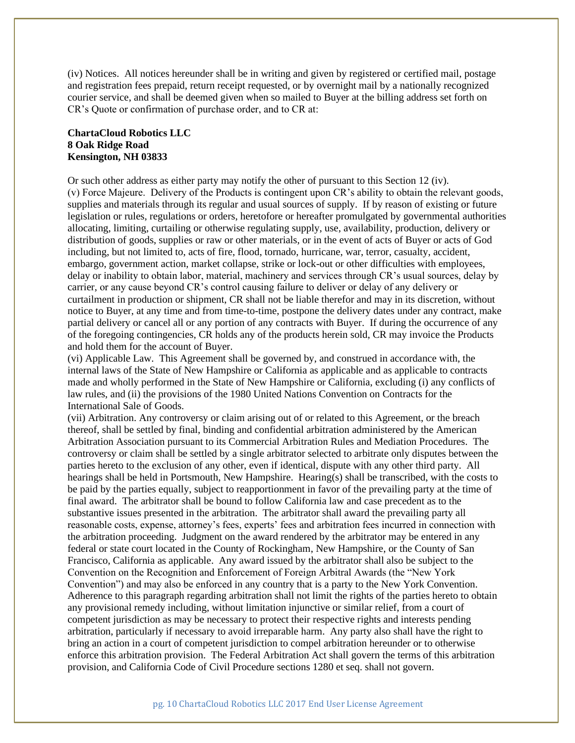(iv) Notices. All notices hereunder shall be in writing and given by registered or certified mail, postage and registration fees prepaid, return receipt requested, or by overnight mail by a nationally recognized courier service, and shall be deemed given when so mailed to Buyer at the billing address set forth on CR's Quote or confirmation of purchase order, and to CR at:

**ChartaCloud Robotics LLC**
**8 Oak Ridge Road**
**Kensington, NH 03833**

Or such other address as either party may notify the other of pursuant to this Section 12 (iv).

(v) Force Majeure. Delivery of the Products is contingent upon CR's ability to obtain the relevant goods, supplies and materials through its regular and usual sources of supply. If by reason of existing or future legislation or rules, regulations or orders, heretofore or hereafter promulgated by governmental authorities allocating, limiting, curtailing or otherwise regulating supply, use, availability, production, delivery or distribution of goods, supplies or raw or other materials, or in the event of acts of Buyer or acts of God including, but not limited to, acts of fire, flood, tornado, hurricane, war, terror, casualty, accident, embargo, government action, market collapse, strike or lock-out or other difficulties with employees, delay or inability to obtain labor, material, machinery and services through CR's usual sources, delay by carrier, or any cause beyond CR's control causing failure to deliver or delay of any delivery or curtailment in production or shipment, CR shall not be liable therefor and may in its discretion, without notice to Buyer, at any time and from time-to-time, postpone the delivery dates under any contract, make partial delivery or cancel all or any portion of any contracts with Buyer. If during the occurrence of any of the foregoing contingencies, CR holds any of the products herein sold, CR may invoice the Products and hold them for the account of Buyer.

(vi) Applicable Law. This Agreement shall be governed by, and construed in accordance with, the internal laws of the State of New Hampshire or California as applicable and as applicable to contracts made and wholly performed in the State of New Hampshire or California, excluding (i) any conflicts of law rules, and (ii) the provisions of the 1980 United Nations Convention on Contracts for the International Sale of Goods.

(vii) Arbitration. Any controversy or claim arising out of or related to this Agreement, or the breach thereof, shall be settled by final, binding and confidential arbitration administered by the American Arbitration Association pursuant to its Commercial Arbitration Rules and Mediation Procedures. The controversy or claim shall be settled by a single arbitrator selected to arbitrate only disputes between the parties hereto to the exclusion of any other, even if identical, dispute with any other third party. All hearings shall be held in Portsmouth, New Hampshire. Hearing(s) shall be transcribed, with the costs to be paid by the parties equally, subject to reapportionment in favor of the prevailing party at the time of final award. The arbitrator shall be bound to follow California law and case precedent as to the substantive issues presented in the arbitration. The arbitrator shall award the prevailing party all reasonable costs, expense, attorney's fees, experts' fees and arbitration fees incurred in connection with the arbitration proceeding. Judgment on the award rendered by the arbitrator may be entered in any federal or state court located in the County of Rockingham, New Hampshire, or the County of San Francisco, California as applicable. Any award issued by the arbitrator shall also be subject to the Convention on the Recognition and Enforcement of Foreign Arbitral Awards (the "New York Convention") and may also be enforced in any country that is a party to the New York Convention. Adherence to this paragraph regarding arbitration shall not limit the rights of the parties hereto to obtain any provisional remedy including, without limitation injunctive or similar relief, from a court of competent jurisdiction as may be necessary to protect their respective rights and interests pending arbitration, particularly if necessary to avoid irreparable harm. Any party also shall have the right to bring an action in a court of competent jurisdiction to compel arbitration hereunder or to otherwise enforce this arbitration provision. The Federal Arbitration Act shall govern the terms of this arbitration provision, and California Code of Civil Procedure sections 1280 et seq. shall not govern.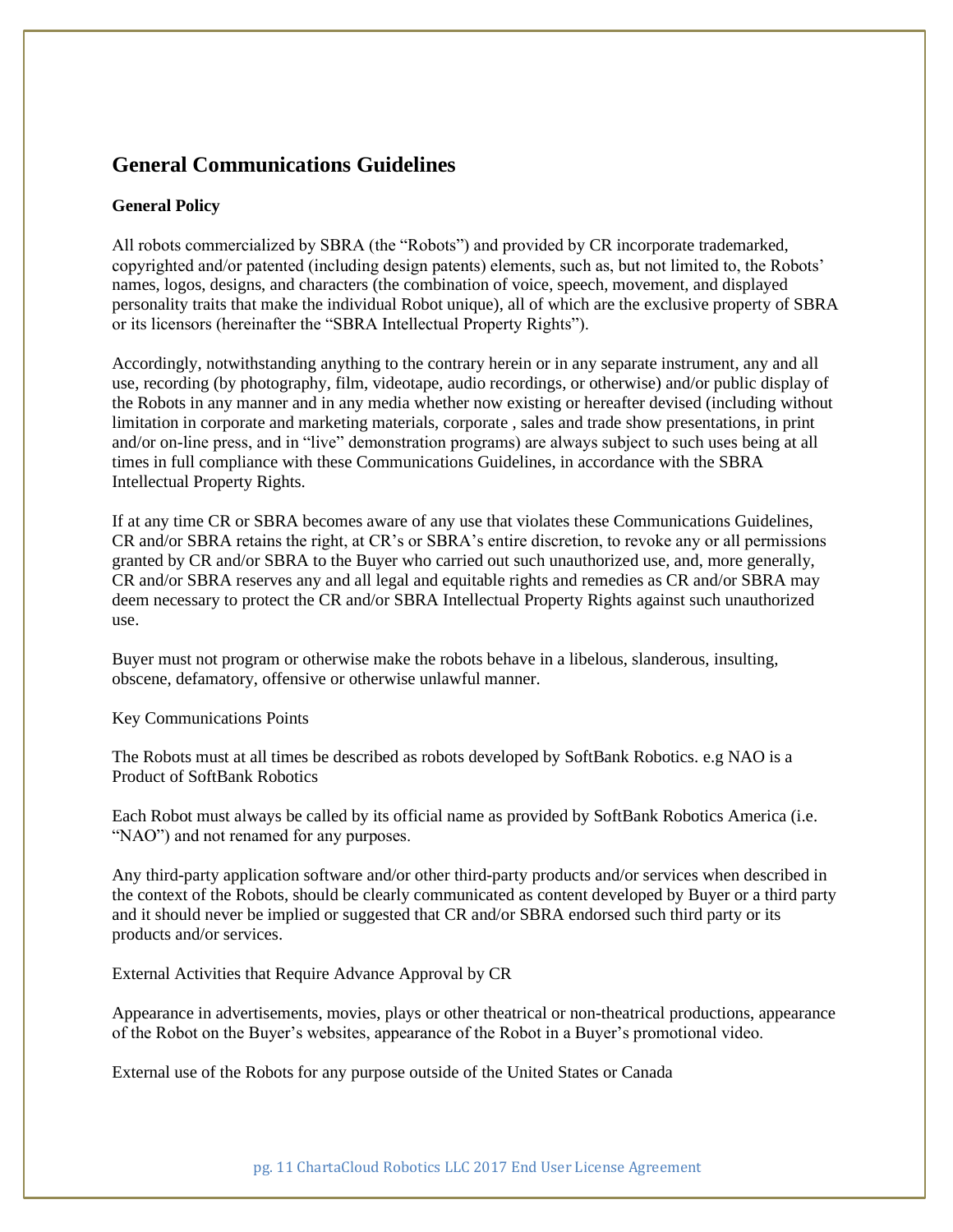## General Communications Guidelines

**General Policy**

All robots commercialized by SBRA (the "Robots") and provided by CR incorporate trademarked, copyrighted and/or patented (including design patents) elements, such as, but not limited to, the Robots' names, logos, designs, and characters (the combination of voice, speech, movement, and displayed personality traits that make the individual Robot unique), all of which are the exclusive property of SBRA or its licensors (hereinafter the "SBRA Intellectual Property Rights").

Accordingly, notwithstanding anything to the contrary herein or in any separate instrument, any and all use, recording (by photography, film, videotape, audio recordings, or otherwise) and/or public display of the Robots in any manner and in any media whether now existing or hereafter devised (including without limitation in corporate and marketing materials, corporate , sales and trade show presentations, in print and/or on-line press, and in "live" demonstration programs) are always subject to such uses being at all times in full compliance with these Communications Guidelines, in accordance with the SBRA Intellectual Property Rights.

If at any time CR or SBRA becomes aware of any use that violates these Communications Guidelines, CR and/or SBRA retains the right, at CR's or SBRA's entire discretion, to revoke any or all permissions granted by CR and/or SBRA to the Buyer who carried out such unauthorized use, and, more generally, CR and/or SBRA reserves any and all legal and equitable rights and remedies as CR and/or SBRA may deem necessary to protect the CR and/or SBRA Intellectual Property Rights against such unauthorized use.

Buyer must not program or otherwise make the robots behave in a libelous, slanderous, insulting, obscene, defamatory, offensive or otherwise unlawful manner.

Key Communications Points

The Robots must at all times be described as robots developed by SoftBank Robotics. e.g NAO is a Product of SoftBank Robotics

Each Robot must always be called by its official name as provided by SoftBank Robotics America (i.e. "NAO") and not renamed for any purposes.

Any third-party application software and/or other third-party products and/or services when described in the context of the Robots, should be clearly communicated as content developed by Buyer or a third party and it should never be implied or suggested that CR and/or SBRA endorsed such third party or its products and/or services.

External Activities that Require Advance Approval by CR

Appearance in advertisements, movies, plays or other theatrical or non-theatrical productions, appearance of the Robot on the Buyer's websites, appearance of the Robot in a Buyer's promotional video.

External use of the Robots for any purpose outside of the United States or Canada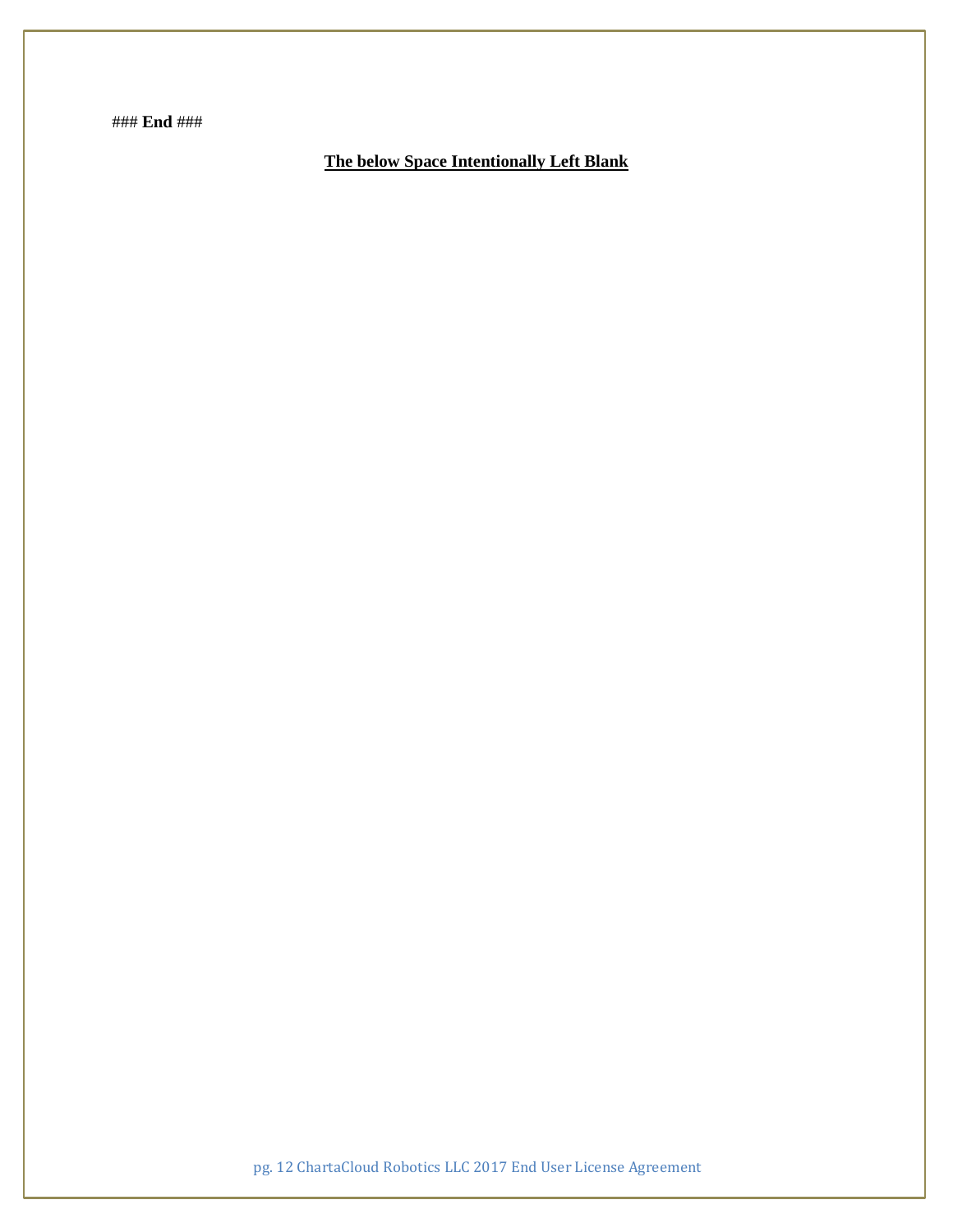### **End** ###

**The below Space Intentionally Left Blank**